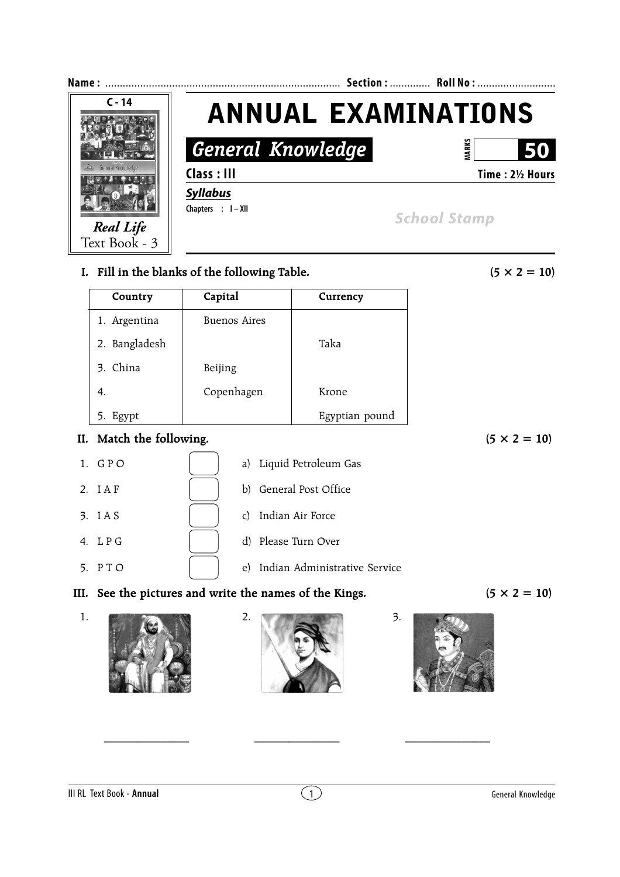Name : ................................................................................ Section : ............. Roll No : ..........................

C - 14

*Real Life*
Text Book - 3

# ANNUAL EXAMINATIONS

## *General Knowledge*

MARKS **50**

**Class : III** **Time : 2½ Hours**

***Syllabus***

**Chapters : I – XII**

*School Stamp*

**I. Fill in the blanks of the following Table.** **(5 × 2 = 10)**

| Country | Capital | Currency |
|---|---|---|
| 1. Argentina | Buenos Aires | |
| 2. Bangladesh | | Taka |
| 3. China | Beijing | |
| 4. | Copenhagen | Krone |
| 5. Egypt | | Egyptian pound |

**II. Match the following.** **(5 × 2 = 10)**

| | | |
|---|---|---|
| 1. G P O | [ ] | a) Liquid Petroleum Gas |
| 2. I A F | [ ] | b) General Post Office |
| 3. I A S | [ ] | c) Indian Air Force |
| 4. L P G | [ ] | d) Please Turn Over |
| 5. P T O | [ ] | e) Indian Administrative Service |

**III. See the pictures and write the names of the Kings.** **(5 × 2 = 10)**

1. ________________

2. ________________

3. ________________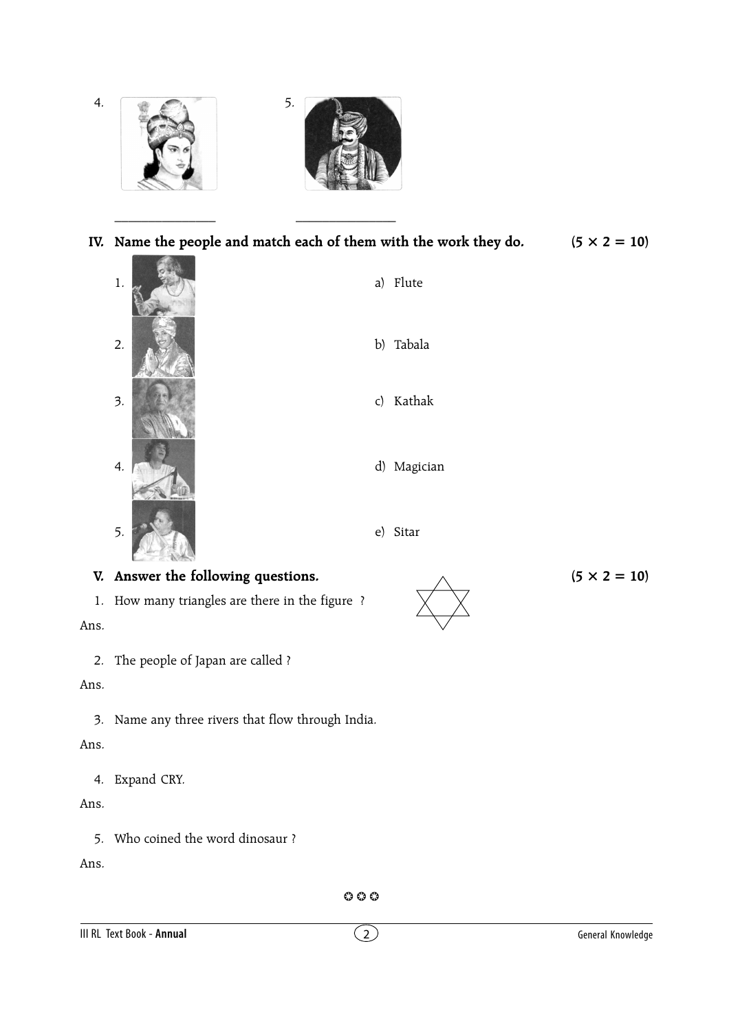4. ________________

5. ________________

**IV. Name the people and match each of them with the work they do.** **(5 × 2 = 10)**

1. a) Flute

2. b) Tabala

3. c) Kathak

4. d) Magician

5. e) Sitar

**V. Answer the following questions.** **(5 × 2 = 10)**

1. How many triangles are there in the figure ?

Ans.

2. The people of Japan are called ?

Ans.

3. Name any three rivers that flow through India.

Ans.

4. Expand CRY.

Ans.

5. Who coined the word dinosaur ?

Ans.

❂ ❂ ❂